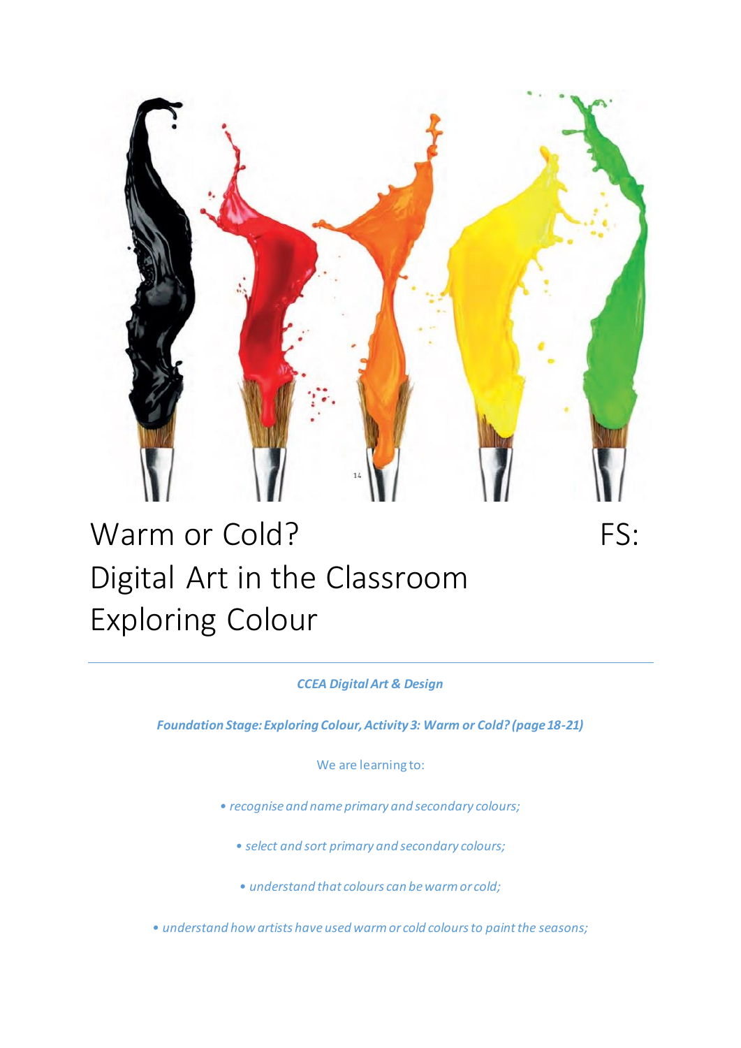# Warm or Cold? FS:
# Digital Art in the Classroom
# Exploring Colour

---

***CCEA Digital Art & Design***

***Foundation Stage: Exploring Colour, Activity 3: Warm or Cold? (page 18-21)***

We are learning to:

- *recognise and name primary and secondary colours;*
- *select and sort primary and secondary colours;*
- *understand that colours can be warm or cold;*
- *understand how artists have used warm or cold colours to paint the seasons;*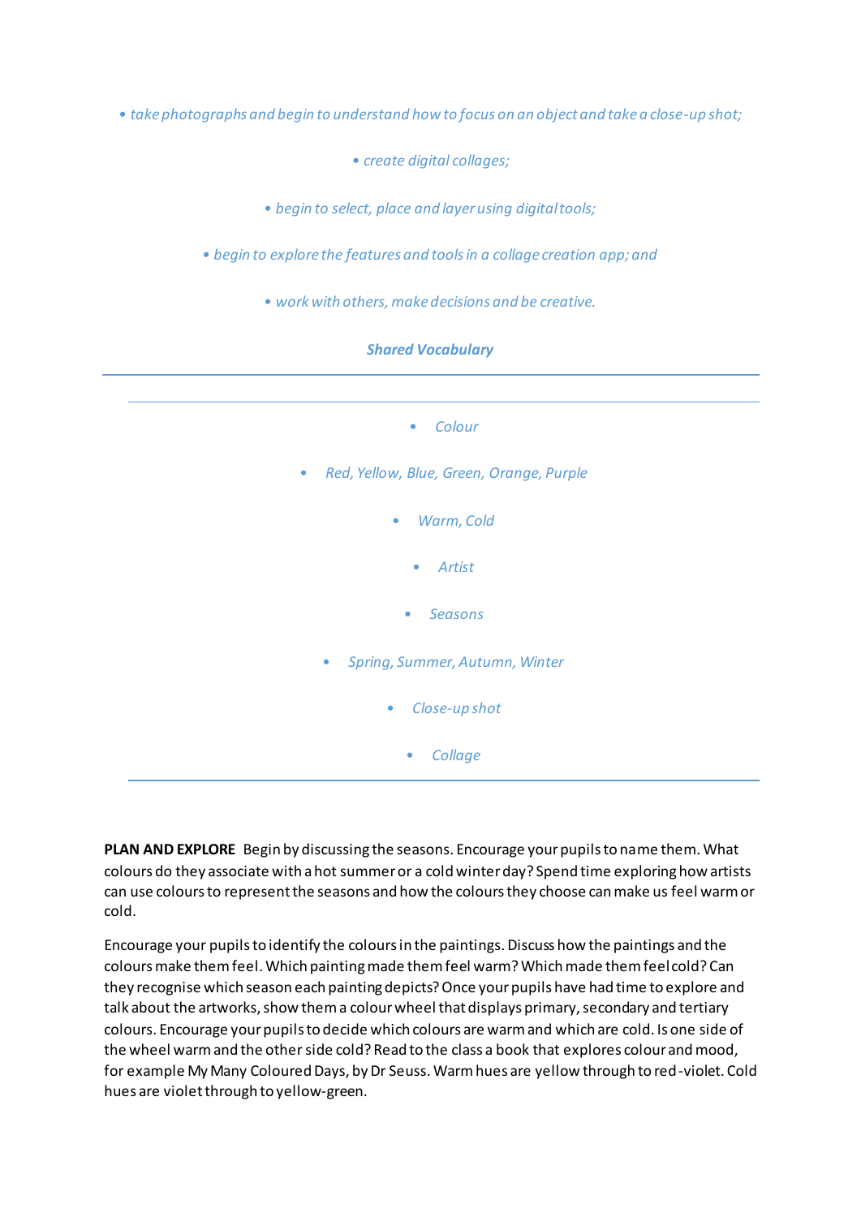- *take photographs and begin to understand how to focus on an object and take a close-up shot;*
- *create digital collages;*
- *begin to select, place and layer using digital tools;*
- *begin to explore the features and tools in a collage creation app; and*
- *work with others, make decisions and be creative.*

***Shared Vocabulary***

---

- *Colour*
- *Red, Yellow, Blue, Green, Orange, Purple*
- *Warm, Cold*
- *Artist*
- *Seasons*
- *Spring, Summer, Autumn, Winter*
- *Close-up shot*
- *Collage*

---

**PLAN AND EXPLORE** Begin by discussing the seasons. Encourage your pupils to name them. What colours do they associate with a hot summer or a cold winter day? Spend time exploring how artists can use colours to represent the seasons and how the colours they choose can make us feel warm or cold.

Encourage your pupils to identify the colours in the paintings. Discuss how the paintings and the colours make them feel. Which painting made them feel warm? Which made them feel cold? Can they recognise which season each painting depicts? Once your pupils have had time to explore and talk about the artworks, show them a colour wheel that displays primary, secondary and tertiary colours. Encourage your pupils to decide which colours are warm and which are cold. Is one side of the wheel warm and the other side cold? Read to the class a book that explores colour and mood, for example My Many Coloured Days, by Dr Seuss. Warm hues are yellow through to red-violet. Cold hues are violet through to yellow-green.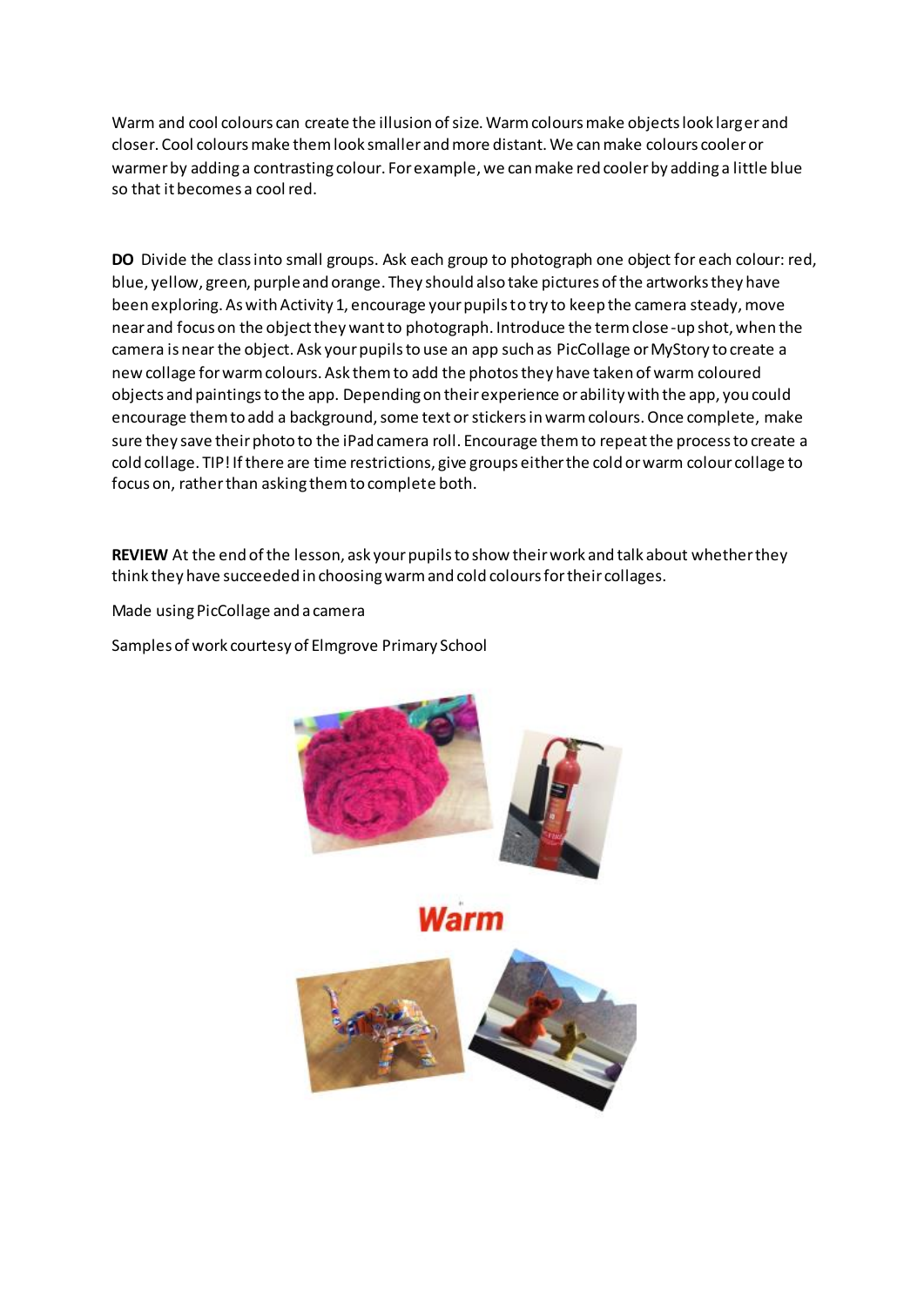Warm and cool colours can create the illusion of size. Warm colours make objects look larger and closer. Cool colours make them look smaller and more distant. We can make colours cooler or warmer by adding a contrasting colour. For example, we can make red cooler by adding a little blue so that it becomes a cool red.

**DO** Divide the class into small groups. Ask each group to photograph one object for each colour: red, blue, yellow, green, purple and orange. They should also take pictures of the artworks they have been exploring. As with Activity 1, encourage your pupils to try to keep the camera steady, move near and focus on the object they want to photograph. Introduce the term close-up shot, when the camera is near the object. Ask your pupils to use an app such as PicCollage or MyStory to create a new collage for warm colours. Ask them to add the photos they have taken of warm coloured objects and paintings to the app. Depending on their experience or ability with the app, you could encourage them to add a background, some text or stickers in warm colours. Once complete, make sure they save their photo to the iPad camera roll. Encourage them to repeat the process to create a cold collage. TIP! If there are time restrictions, give groups either the cold or warm colour collage to focus on, rather than asking them to complete both.

**REVIEW** At the end of the lesson, ask your pupils to show their work and talk about whether they think they have succeeded in choosing warm and cold colours for their collages.

Made using PicCollage and a camera

Samples of work courtesy of Elmgrove Primary School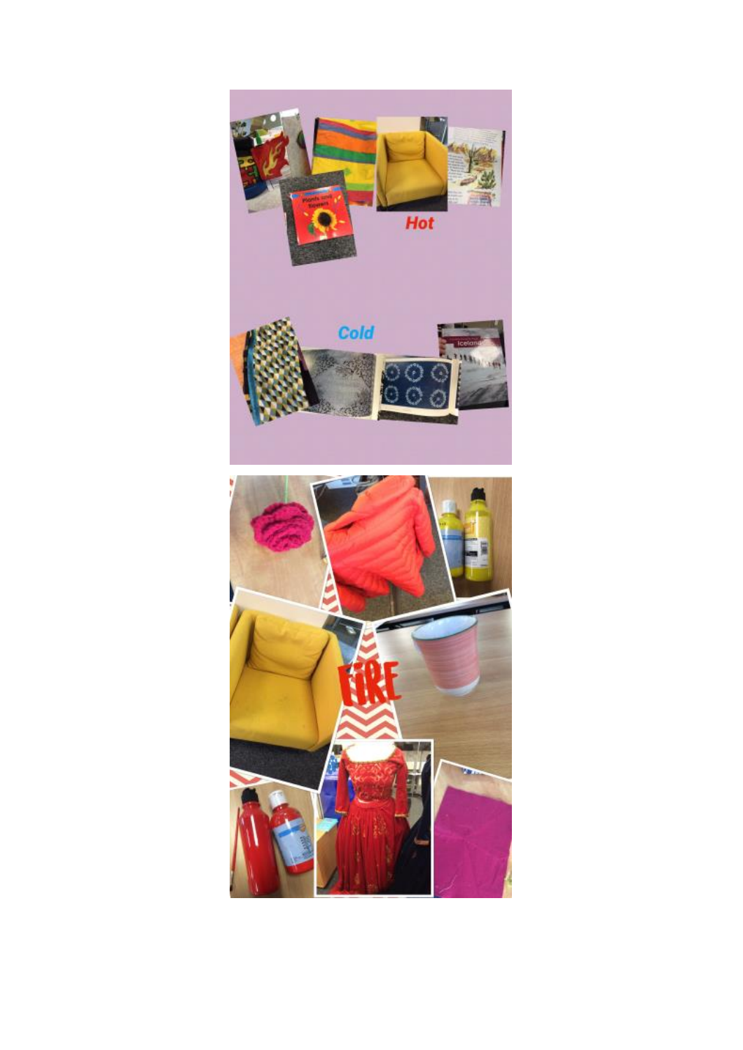Hot

Cold

FIRE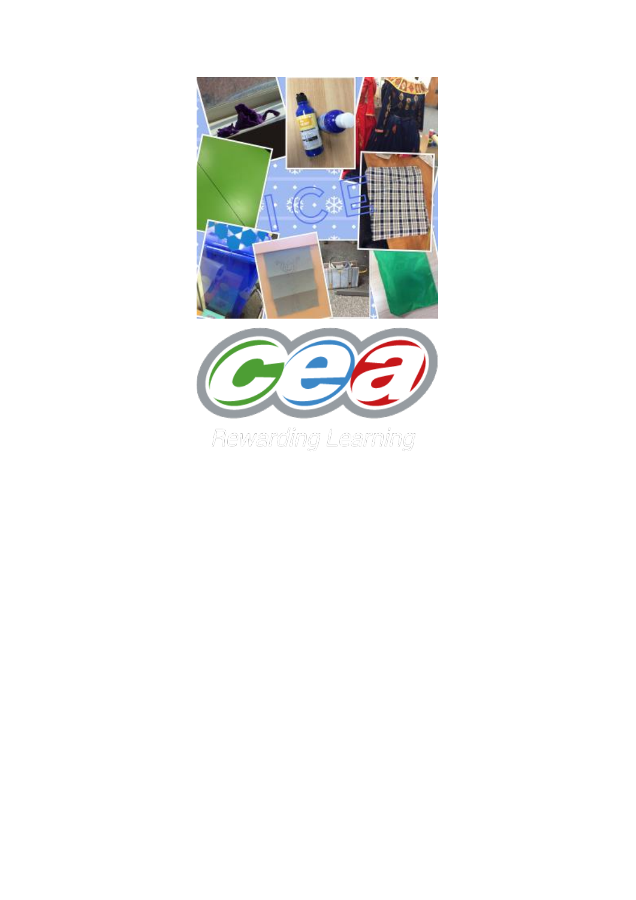ICE

Rewarding Learning